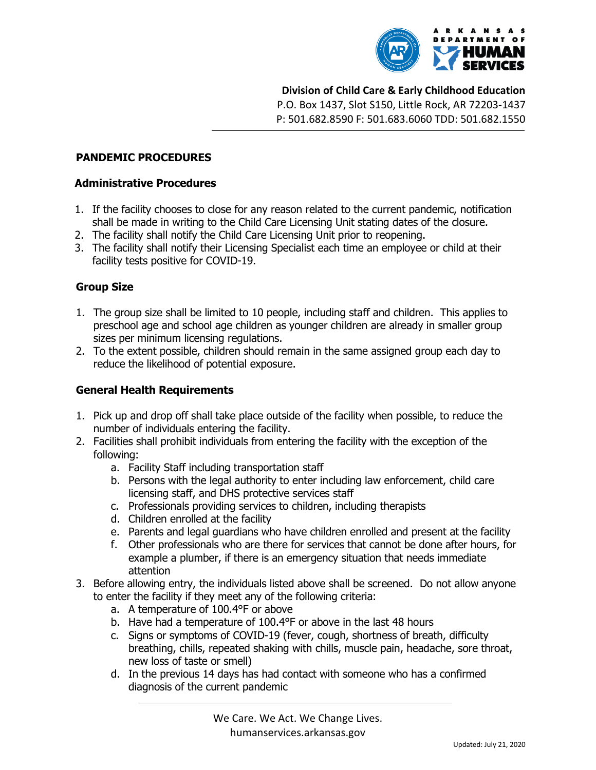Division of Child Care & Early Childhood Education
P.O. Box 1437, Slot S150, Little Rock, AR 72203-1437
P: 501.682.8590 F: 501.683.6060 TDD: 501.682.1550

# PANDEMIC PROCEDURES

## Administrative Procedures

1. If the facility chooses to close for any reason related to the current pandemic, notification shall be made in writing to the Child Care Licensing Unit stating dates of the closure.
2. The facility shall notify the Child Care Licensing Unit prior to reopening.
3. The facility shall notify their Licensing Specialist each time an employee or child at their facility tests positive for COVID-19.

## Group Size

1. The group size shall be limited to 10 people, including staff and children. This applies to preschool age and school age children as younger children are already in smaller group sizes per minimum licensing regulations.
2. To the extent possible, children should remain in the same assigned group each day to reduce the likelihood of potential exposure.

## General Health Requirements

1. Pick up and drop off shall take place outside of the facility when possible, to reduce the number of individuals entering the facility.
2. Facilities shall prohibit individuals from entering the facility with the exception of the following:
   a. Facility Staff including transportation staff
   b. Persons with the legal authority to enter including law enforcement, child care licensing staff, and DHS protective services staff
   c. Professionals providing services to children, including therapists
   d. Children enrolled at the facility
   e. Parents and legal guardians who have children enrolled and present at the facility
   f. Other professionals who are there for services that cannot be done after hours, for example a plumber, if there is an emergency situation that needs immediate attention
3. Before allowing entry, the individuals listed above shall be screened. Do not allow anyone to enter the facility if they meet any of the following criteria:
   a. A temperature of 100.4°F or above
   b. Have had a temperature of 100.4°F or above in the last 48 hours
   c. Signs or symptoms of COVID-19 (fever, cough, shortness of breath, difficulty breathing, chills, repeated shaking with chills, muscle pain, headache, sore throat, new loss of taste or smell)
   d. In the previous 14 days has had contact with someone who has a confirmed diagnosis of the current pandemic

We Care. We Act. We Change Lives.
humanservices.arkansas.gov

Updated: July 21, 2020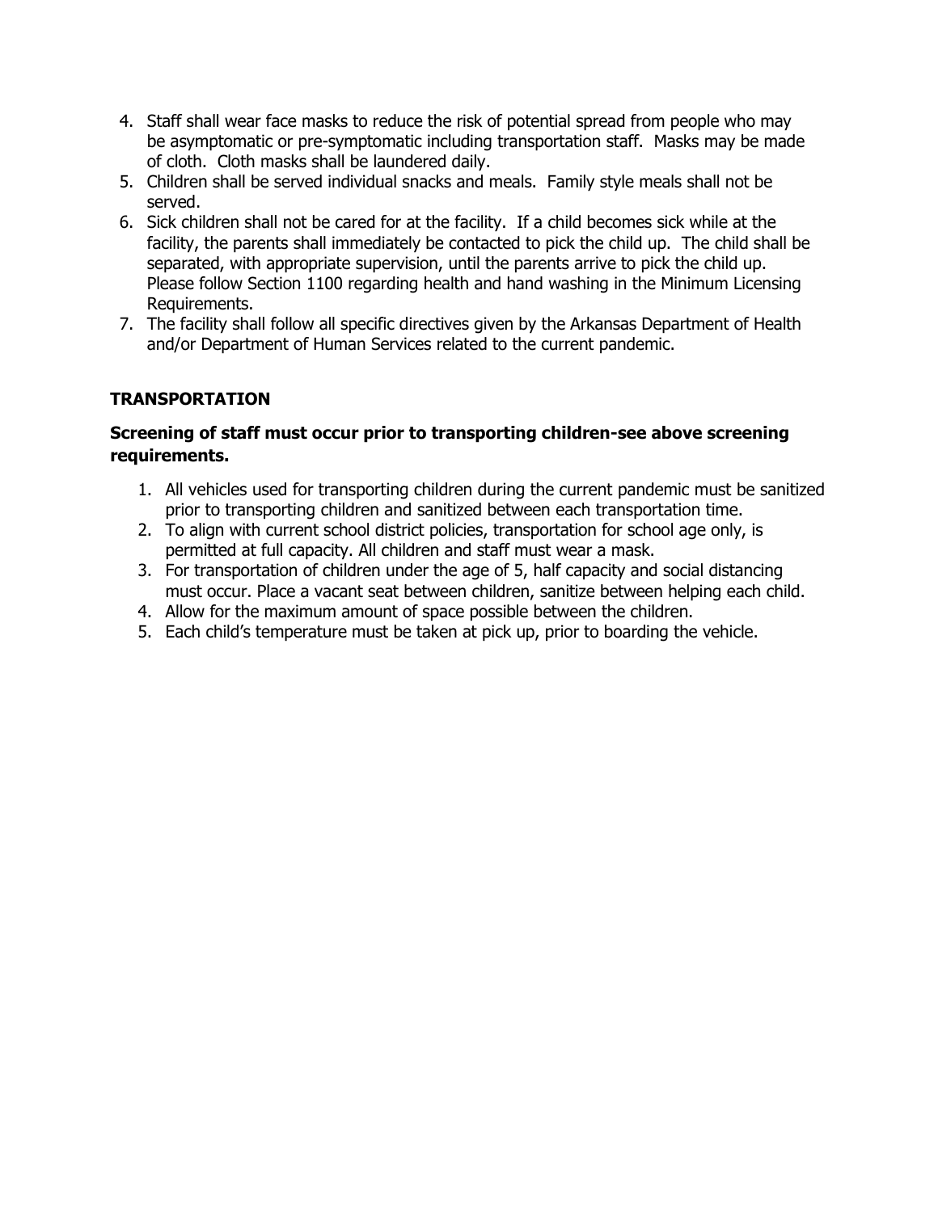4. Staff shall wear face masks to reduce the risk of potential spread from people who may be asymptomatic or pre-symptomatic including transportation staff. Masks may be made of cloth. Cloth masks shall be laundered daily.
5. Children shall be served individual snacks and meals. Family style meals shall not be served.
6. Sick children shall not be cared for at the facility. If a child becomes sick while at the facility, the parents shall immediately be contacted to pick the child up. The child shall be separated, with appropriate supervision, until the parents arrive to pick the child up. Please follow Section 1100 regarding health and hand washing in the Minimum Licensing Requirements.
7. The facility shall follow all specific directives given by the Arkansas Department of Health and/or Department of Human Services related to the current pandemic.

**TRANSPORTATION**

**Screening of staff must occur prior to transporting children-see above screening requirements.**

1. All vehicles used for transporting children during the current pandemic must be sanitized prior to transporting children and sanitized between each transportation time.
2. To align with current school district policies, transportation for school age only, is permitted at full capacity. All children and staff must wear a mask.
3. For transportation of children under the age of 5, half capacity and social distancing must occur. Place a vacant seat between children, sanitize between helping each child.
4. Allow for the maximum amount of space possible between the children.
5. Each child's temperature must be taken at pick up, prior to boarding the vehicle.